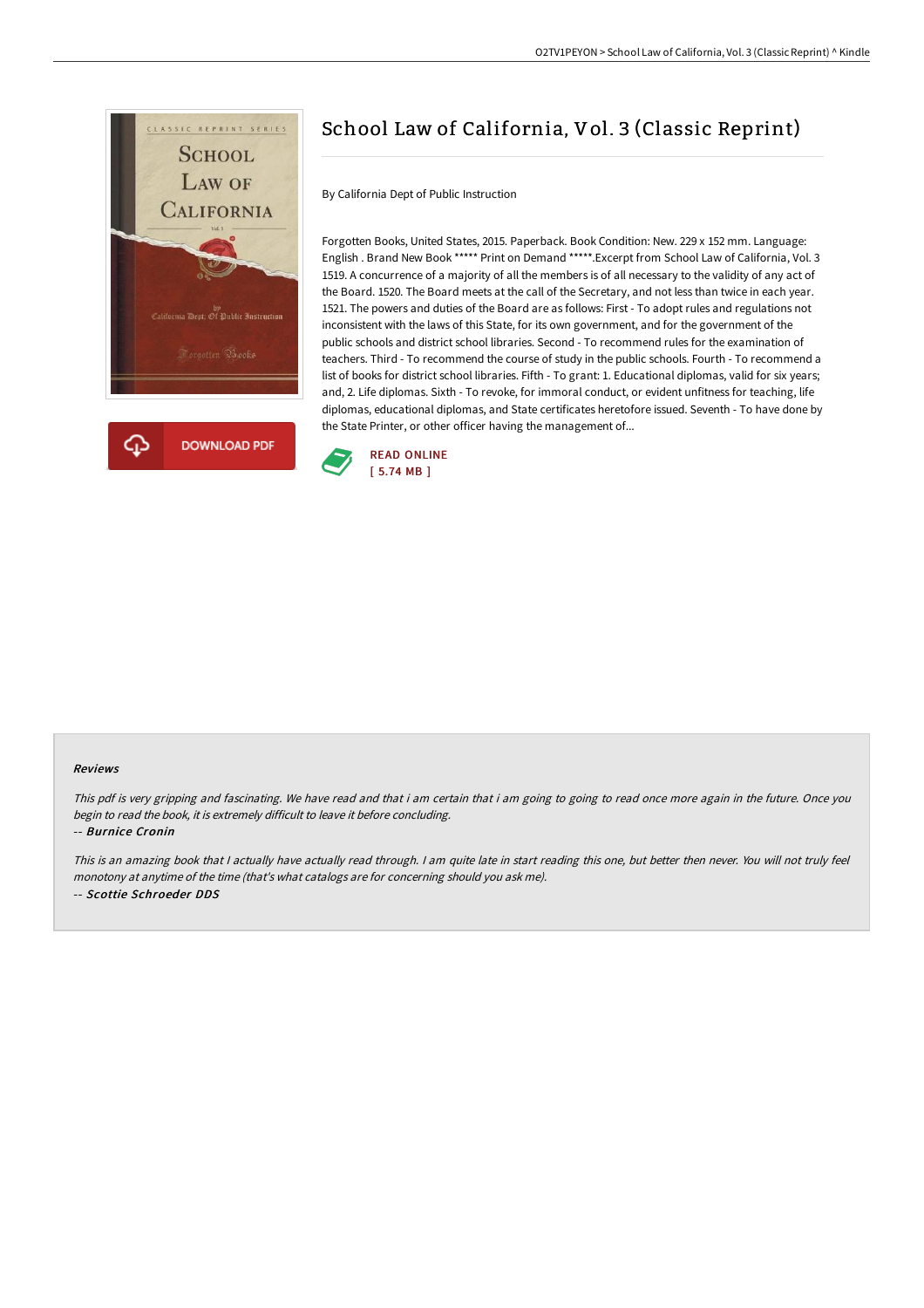# School Law of California, Vol. 3 (Classic Reprint)

By California Dept of Public Instruction

Forgotten Books, United States, 2015. Paperback. Book Condition: New. 229 x 152 mm. Language: English . Brand New Book ***** Print on Demand *****.Excerpt from School Law of California, Vol. 3 1519. A concurrence of a majority of all the members is of all necessary to the validity of any act of the Board. 1520. The Board meets at the call of the Secretary, and not less than twice in each year. 1521. The powers and duties of the Board are as follows: First - To adopt rules and regulations not inconsistent with the laws of this State, for its own government, and for the government of the public schools and district school libraries. Second - To recommend rules for the examination of teachers. Third - To recommend the course of study in the public schools. Fourth - To recommend a list of books for district school libraries. Fifth - To grant: 1. Educational diplomas, valid for six years; and, 2. Life diplomas. Sixth - To revoke, for immoral conduct, or evident unfitness for teaching, life diplomas, educational diplomas, and State certificates heretofore issued. Seventh - To have done by the State Printer, or other officer having the management of...

DOWNLOAD PDF

READ ONLINE
[ 5.74 MB ]

#### Reviews

*This pdf is very gripping and fascinating. We have read and that i am certain that i am going to going to read once more again in the future. Once you begin to read the book, it is extremely difficult to leave it before concluding.*

*-- Burnice Cronin*

*This is an amazing book that I actually have actually read through. I am quite late in start reading this one, but better then never. You will not truly feel monotony at anytime of the time (that's what catalogs are for concerning should you ask me).*

*-- Scottie Schroeder DDS*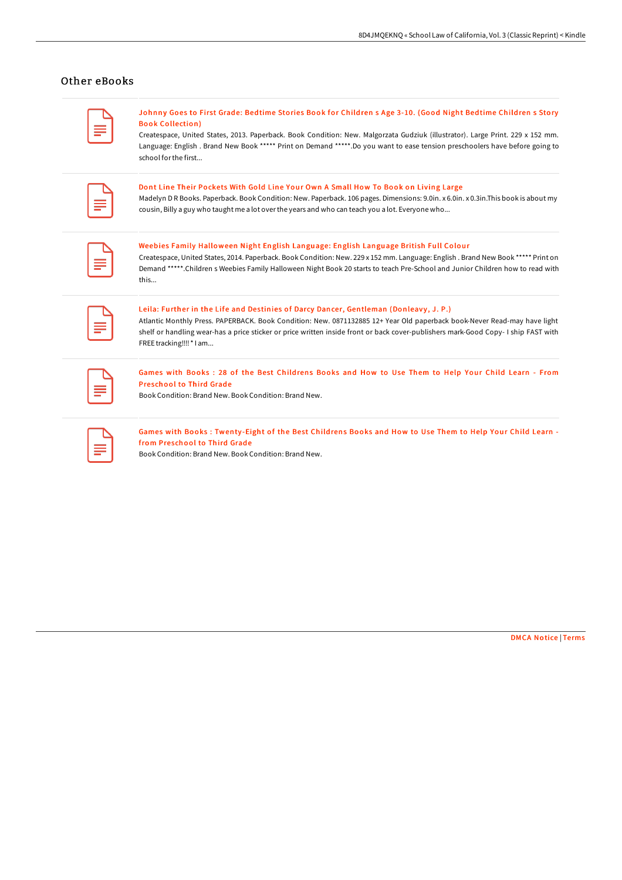## Other eBooks

### Johnny Goes to First Grade: Bedtime Stories Book for Children s Age 3-10. (Good Night Bedtime Children s Story Book Collection)

Createspace, United States, 2013. Paperback. Book Condition: New. Malgorzata Gudziuk (illustrator). Large Print. 229 x 152 mm. Language: English . Brand New Book ***** Print on Demand *****.Do you want to ease tension preschoolers have before going to school for the first...

### Dont Line Their Pockets With Gold Line Your Own A Small How To Book on Living Large

Madelyn D R Books. Paperback. Book Condition: New. Paperback. 106 pages. Dimensions: 9.0in. x 6.0in. x 0.3in.This book is about my cousin, Billy a guy who taught me a lot over the years and who can teach you a lot. Everyone who...

### Weebies Family Halloween Night English Language: English Language British Full Colour

Createspace, United States, 2014. Paperback. Book Condition: New. 229 x 152 mm. Language: English . Brand New Book ***** Print on Demand *****.Children s Weebies Family Halloween Night Book 20 starts to teach Pre-School and Junior Children how to read with this...

### Leila: Further in the Life and Destinies of Darcy Dancer, Gentleman (Donleavy, J. P.)

Atlantic Monthly Press. PAPERBACK. Book Condition: New. 0871132885 12+ Year Old paperback book-Never Read-may have light shelf or handling wear-has a price sticker or price written inside front or back cover-publishers mark-Good Copy- I ship FAST with FREE tracking!!!! * I am...

### Games with Books : 28 of the Best Childrens Books and How to Use Them to Help Your Child Learn - From Preschool to Third Grade

Book Condition: Brand New. Book Condition: Brand New.

### Games with Books : Twenty-Eight of the Best Childrens Books and How to Use Them to Help Your Child Learn - from Preschool to Third Grade

Book Condition: Brand New. Book Condition: Brand New.